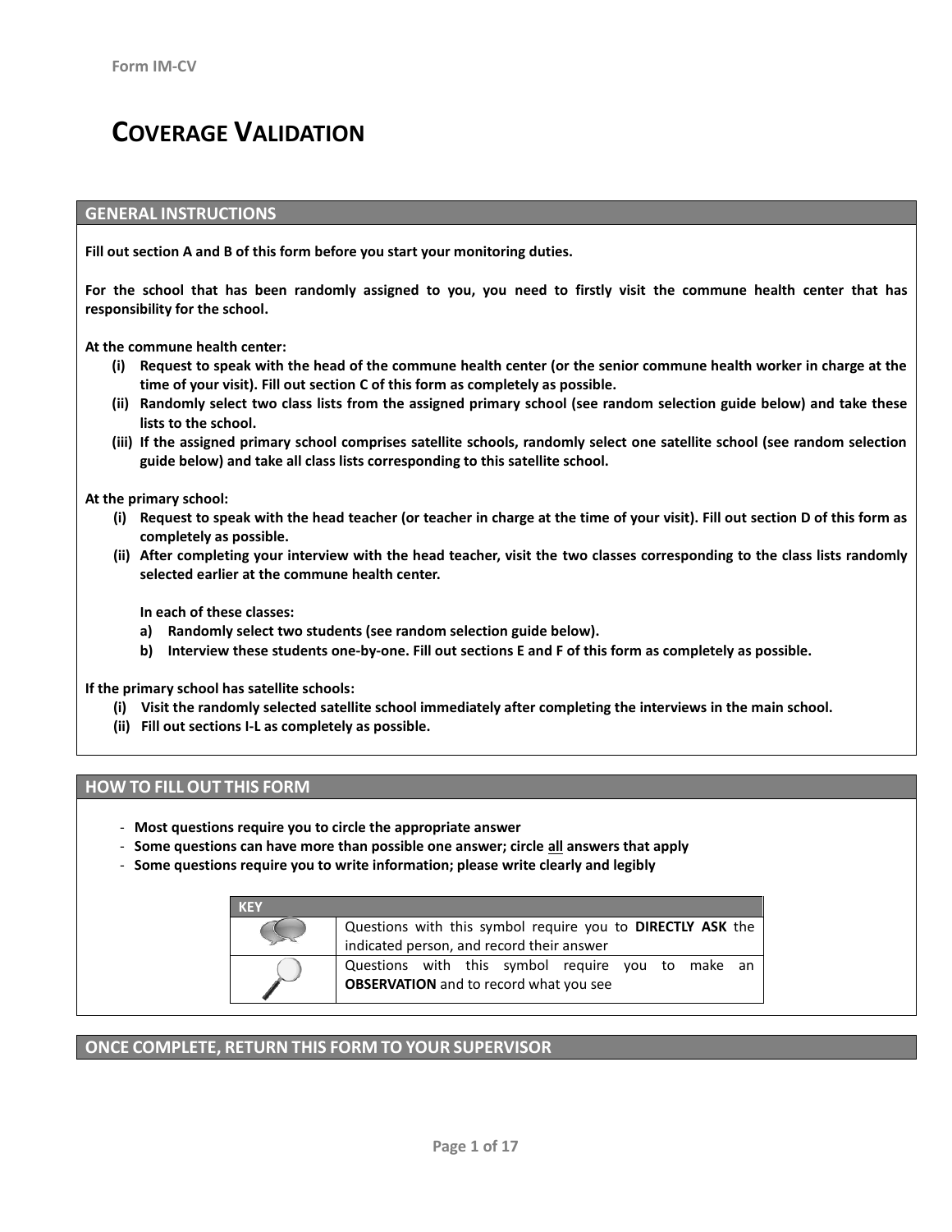Form IM-CV

# COVERAGE VALIDATION

## GENERAL INSTRUCTIONS

**Fill out section A and B of this form before you start your monitoring duties.**

**For the school that has been randomly assigned to you, you need to firstly visit the commune health center that has responsibility for the school.**

**At the commune health center:**

- **(i) Request to speak with the head of the commune health center (or the senior commune health worker in charge at the time of your visit). Fill out section C of this form as completely as possible.**
- **(ii) Randomly select two class lists from the assigned primary school (see random selection guide below) and take these lists to the school.**
- **(iii) If the assigned primary school comprises satellite schools, randomly select one satellite school (see random selection guide below) and take all class lists corresponding to this satellite school.**

**At the primary school:**

- **(i) Request to speak with the head teacher (or teacher in charge at the time of your visit). Fill out section D of this form as completely as possible.**
- **(ii) After completing your interview with the head teacher, visit the two classes corresponding to the class lists randomly selected earlier at the commune health center.**

  **In each of these classes:**
  - **a) Randomly select two students (see random selection guide below).**
  - **b) Interview these students one-by-one. Fill out sections E and F of this form as completely as possible.**

**If the primary school has satellite schools:**

- **(i) Visit the randomly selected satellite school immediately after completing the interviews in the main school.**
- **(ii) Fill out sections I-L as completely as possible.**

## HOW TO FILL OUT THIS FORM

- **Most questions require you to circle the appropriate answer**
- **Some questions can have more than possible one answer; circle all answers that apply**
- **Some questions require you to write information; please write clearly and legibly**

| KEY | |
|---|---|
| (speech bubble symbol) | Questions with this symbol require you to **DIRECTLY ASK** the indicated person, and record their answer |
| (magnifying glass symbol) | Questions with this symbol require you to make an **OBSERVATION** and to record what you see |

## ONCE COMPLETE, RETURN THIS FORM TO YOUR SUPERVISOR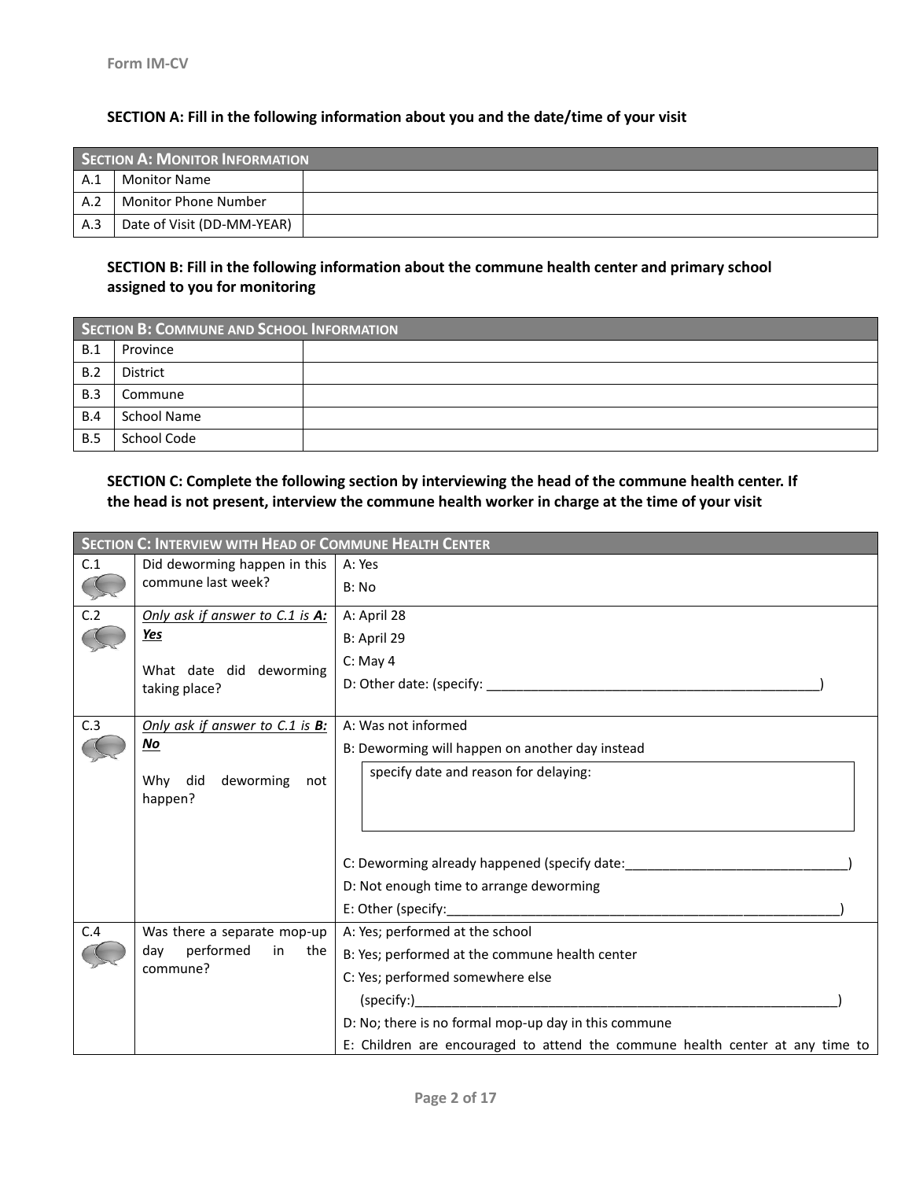Form IM-CV

**SECTION A: Fill in the following information about you and the date/time of your visit**

| SECTION A: MONITOR INFORMATION | | |
|---|---|---|
| A.1 | Monitor Name | |
| A.2 | Monitor Phone Number | |
| A.3 | Date of Visit (DD-MM-YEAR) | |

**SECTION B: Fill in the following information about the commune health center and primary school assigned to you for monitoring**

| SECTION B: COMMUNE AND SCHOOL INFORMATION | | |
|---|---|---|
| B.1 | Province | |
| B.2 | District | |
| B.3 | Commune | |
| B.4 | School Name | |
| B.5 | School Code | |

**SECTION C: Complete the following section by interviewing the head of the commune health center. If the head is not present, interview the commune health worker in charge at the time of your visit**

| SECTION C: INTERVIEW WITH HEAD OF COMMUNE HEALTH CENTER | | |
|---|---|---|
| C.1 | Did deworming happen in this commune last week? | A: Yes<br>B: No |
| C.2 | *Only ask if answer to C.1 is **A: Yes***<br><br>What date did deworming taking place? | A: April 28<br>B: April 29<br>C: May 4<br>D: Other date: (specify: _______________________________________________) |
| C.3 | *Only ask if answer to C.1 is **B: No***<br><br>Why did deworming not happen? | A: Was not informed<br>B: Deworming will happen on another day instead<br>specify date and reason for delaying:<br><br>C: Deworming already happened (specify date:______________________________)<br>D: Not enough time to arrange deworming<br>E: Other (specify:_______________________________________________________) |
| C.4 | Was there a separate mop-up day performed in the commune? | A: Yes; performed at the school<br>B: Yes; performed at the commune health center<br>C: Yes; performed somewhere else<br>(specify:)___________________________________________________________)<br>D: No; there is no formal mop-up day in this commune<br>E: Children are encouraged to attend the commune health center at any time to |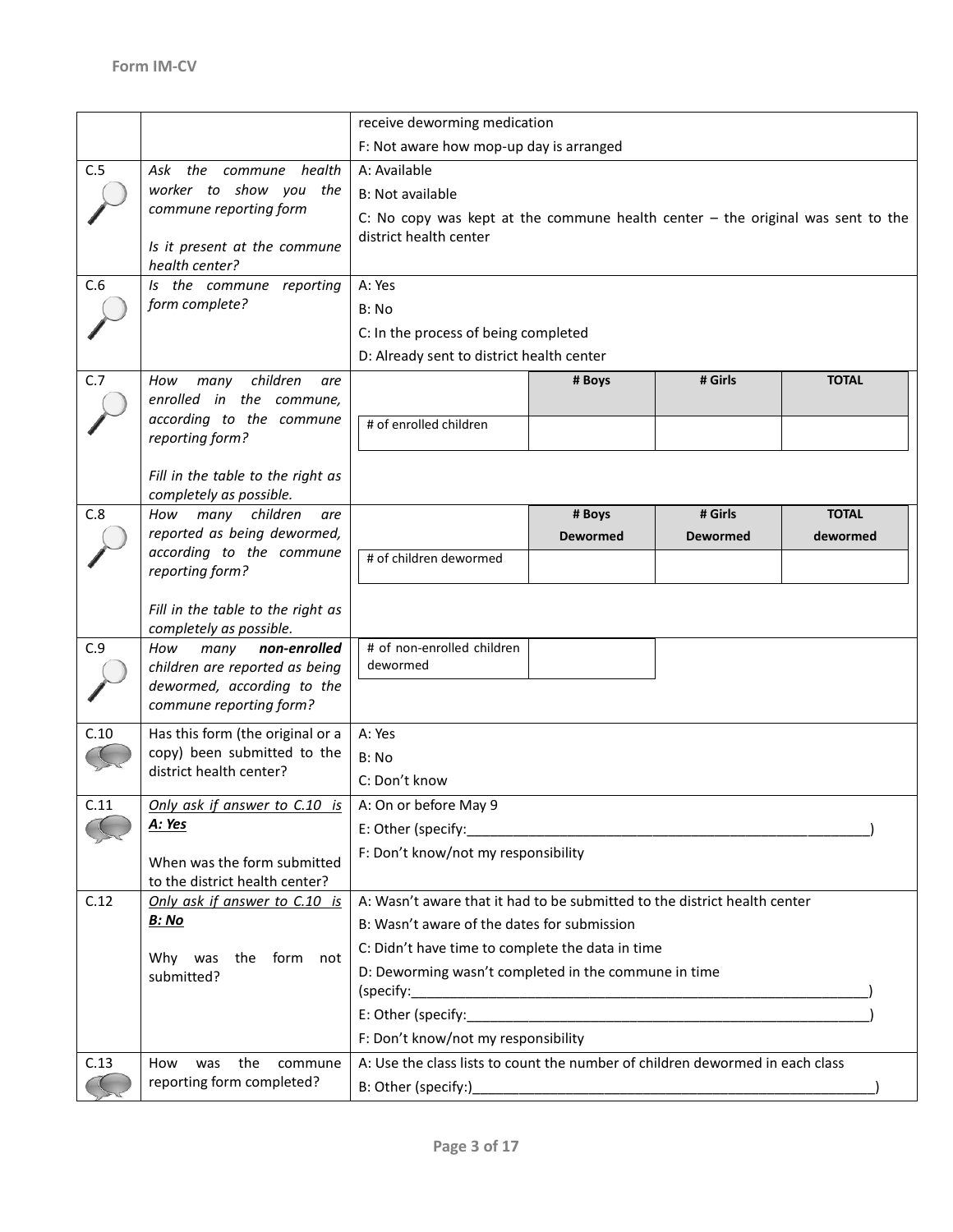Form IM-CV

| | | |
|---|---|---|
| | | receive deworming medication<br>F: Not aware how mop-up day is arranged |
| C.5 | *Ask the commune health worker to show you the commune reporting form*<br><br>*Is it present at the commune health center?* | A: Available<br>B: Not available<br>C: No copy was kept at the commune health center – the original was sent to the district health center |
| C.6 | *Is the commune reporting form complete?* | A: Yes<br>B: No<br>C: In the process of being completed<br>D: Already sent to district health center |
| C.7 | *How many children are enrolled in the commune, according to the commune reporting form?*<br><br>*Fill in the table to the right as completely as possible.* | (see table C.7 below) |
| C.8 | *How many children are reported as being dewormed, according to the commune reporting form?*<br><br>*Fill in the table to the right as completely as possible.* | (see table C.8 below) |
| C.9 | *How many **non-enrolled** children are reported as being dewormed, according to the commune reporting form?* | # of non-enrolled children dewormed: ______ |
| C.10 | Has this form (the original or a copy) been submitted to the district health center? | A: Yes<br>B: No<br>C: Don't know |
| C.11 | ***Only ask if answer to C.10 is A: Yes***<br><br>When was the form submitted to the district health center? | A: On or before May 9<br>E: Other (specify:_______________________________________________)<br>F: Don't know/not my responsibility |
| C.12 | ***Only ask if answer to C.10 is B: No***<br><br>Why was the form not submitted? | A: Wasn't aware that it had to be submitted to the district health center<br>B: Wasn't aware of the dates for submission<br>C: Didn't have time to complete the data in time<br>D: Deworming wasn't completed in the commune in time (specify:_______________________________________________)<br>E: Other (specify:_______________________________________________)<br>F: Don't know/not my responsibility |
| C.13 | How was the commune reporting form completed? | A: Use the class lists to count the number of children dewormed in each class<br>B: Other (specify:)_______________________________________________) |

C.7:

| | # Boys | # Girls | TOTAL |
|---|---|---|---|
| # of enrolled children | | | |

C.8:

| | # Boys Dewormed | # Girls Dewormed | TOTAL dewormed |
|---|---|---|---|
| # of children dewormed | | | |

C.9:

| # of non-enrolled children dewormed | |
|---|---|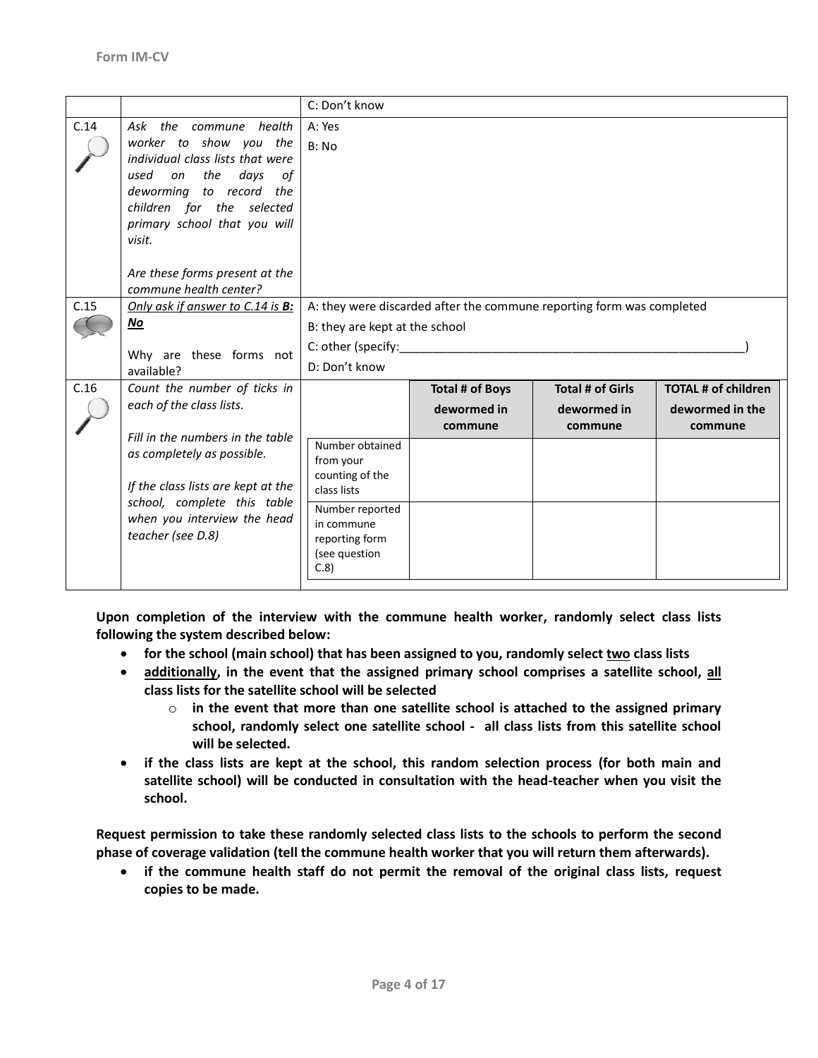| | | | | | |
|---|---|---|---|---|---|
| | | C: Don't know | | | |
| C.14 | *Ask the commune health worker to show you the individual class lists that were used on the days of deworming to record the children for the selected primary school that you will visit.*<br><br>*Are these forms present at the commune health center?* | A: Yes<br>B: No | | | |
| C.15 | *Only ask if answer to C.14 is **B: No***<br><br>Why are these forms not available? | A: they were discarded after the commune reporting form was completed<br>B: they are kept at the school<br>C: other (specify:________________________________________________)<br>D: Don't know | | | |
| C.16 | *Count the number of ticks in each of the class lists.*<br><br>*Fill in the numbers in the table as completely as possible.*<br><br>*If the class lists are kept at the school, complete this table when you interview the head teacher (see D.8)* | | **Total # of Boys dewormed in commune** | **Total # of Girls dewormed in commune** | **TOTAL # of children dewormed in the commune** |
| | | Number obtained from your counting of the class lists | | | |
| | | Number reported in commune reporting form (see question C.8) | | | |

**Upon completion of the interview with the commune health worker, randomly select class lists following the system described below:**

- **for the school (main school) that has been assigned to you, randomly select <u>two</u> class lists**
- **<u>additionally</u>, in the event that the assigned primary school comprises a satellite school, <u>all</u> class lists for the satellite school will be selected**
  - **in the event that more than one satellite school is attached to the assigned primary school, randomly select one satellite school - all class lists from this satellite school will be selected.**
- **if the class lists are kept at the school, this random selection process (for both main and satellite school) will be conducted in consultation with the head-teacher when you visit the school.**

**Request permission to take these randomly selected class lists to the schools to perform the second phase of coverage validation (tell the commune health worker that you will return them afterwards).**

- **if the commune health staff do not permit the removal of the original class lists, request copies to be made.**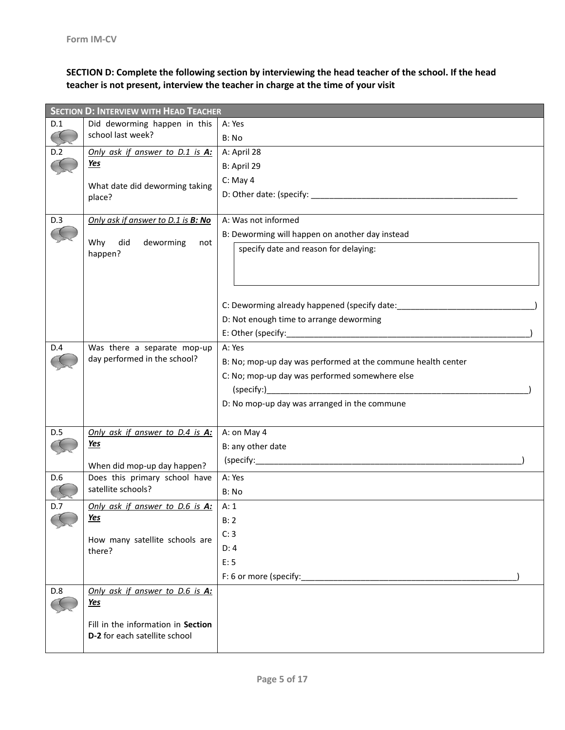**SECTION D: Complete the following section by interviewing the head teacher of the school. If the head teacher is not present, interview the teacher in charge at the time of your visit**

| **SECTION D: INTERVIEW WITH HEAD TEACHER** | | |
|---|---|---|
| D.1 | Did deworming happen in this school last week? | A: Yes<br>B: No |
| D.2 | *Only ask if answer to D.1 is **A: Yes***<br><br>What date did deworming taking place? | A: April 28<br>B: April 29<br>C: May 4<br>D: Other date: (specify: ____________________________________________ |
| D.3 | *Only ask if answer to D.1 is **B: No***<br><br>Why did deworming not happen? | A: Was not informed<br>B: Deworming will happen on another day instead<br>specify date and reason for delaying:<br><br>C: Deworming already happened (specify date:_____________________________)<br>D: Not enough time to arrange deworming<br>E: Other (specify:_____________________________________________________) |
| D.4 | Was there a separate mop-up day performed in the school? | A: Yes<br>B: No; mop-up day was performed at the commune health center<br>C: No; mop-up day was performed somewhere else<br>(specify:)_________________________________________________________)<br>D: No mop-up day was arranged in the commune |
| D.5 | *Only ask if answer to D.4 is **A: Yes***<br><br>When did mop-up day happen? | A: on May 4<br>B: any other date<br>(specify:__________________________________________________________) |
| D.6 | Does this primary school have satellite schools? | A: Yes<br>B: No |
| D.7 | *Only ask if answer to D.6 is **A: Yes***<br><br>How many satellite schools are there? | A: 1<br>B: 2<br>C: 3<br>D: 4<br>E: 5<br>F: 6 or more (specify:______________________________________________) |
| D.8 | *Only ask if answer to D.6 is **A: Yes***<br><br>Fill in the information in **Section D-2** for each satellite school | |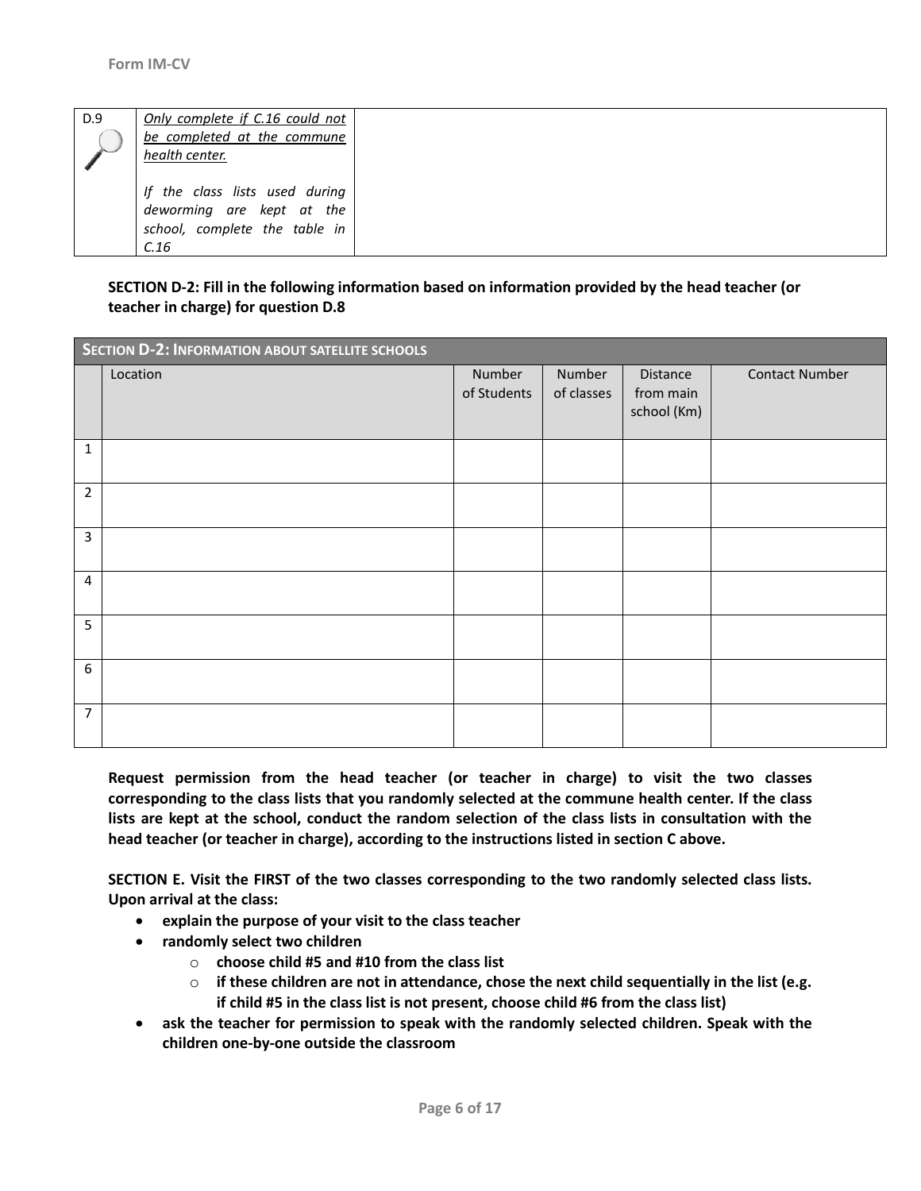| D.9 | *Only complete if C.16 could not be completed at the commune health center.*<br><br>*If the class lists used during deworming are kept at the school, complete the table in C.16* | |
|---|---|---|

**SECTION D-2: Fill in the following information based on information provided by the head teacher (or teacher in charge) for question D.8**

| SECTION D-2: INFORMATION ABOUT SATELLITE SCHOOLS | | | | | |
|---|---|---|---|---|---|
| | Location | Number of Students | Number of classes | Distance from main school (Km) | Contact Number |
| 1 | | | | | |
| 2 | | | | | |
| 3 | | | | | |
| 4 | | | | | |
| 5 | | | | | |
| 6 | | | | | |
| 7 | | | | | |

**Request permission from the head teacher (or teacher in charge) to visit the two classes corresponding to the class lists that you randomly selected at the commune health center. If the class lists are kept at the school, conduct the random selection of the class lists in consultation with the head teacher (or teacher in charge), according to the instructions listed in section C above.**

**SECTION E. Visit the FIRST of the two classes corresponding to the two randomly selected class lists. Upon arrival at the class:**

- **explain the purpose of your visit to the class teacher**
- **randomly select two children**
  - **choose child #5 and #10 from the class list**
  - **if these children are not in attendance, chose the next child sequentially in the list (e.g. if child #5 in the class list is not present, choose child #6 from the class list)**
- **ask the teacher for permission to speak with the randomly selected children. Speak with the children one-by-one outside the classroom**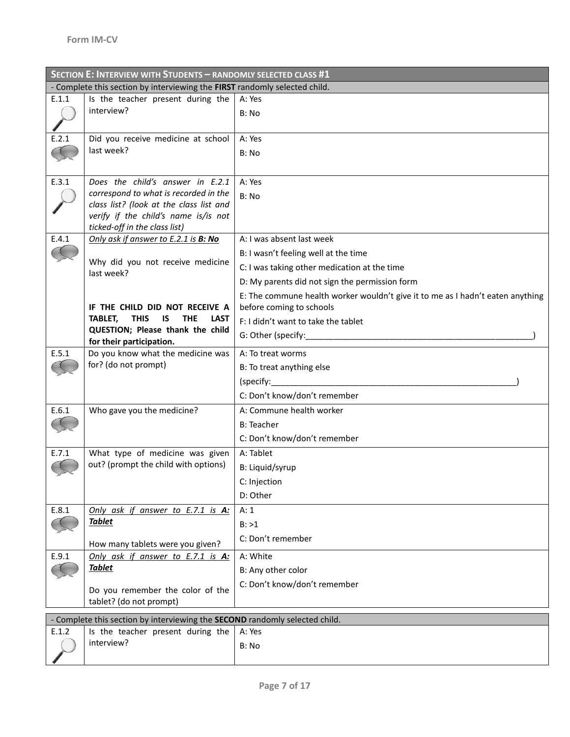| **SECTION E: INTERVIEW WITH STUDENTS – RANDOMLY SELECTED CLASS #1** | | |
|---|---|---|
| - Complete this section by interviewing the **FIRST** randomly selected child. | | |
| E.1.1 | Is the teacher present during the interview? | A: Yes<br>B: No |
| E.2.1 | Did you receive medicine at school last week? | A: Yes<br>B: No |
| E.3.1 | *Does the child's answer in E.2.1 correspond to what is recorded in the class list? (look at the class list and verify if the child's name is/is not ticked-off in the class list)* | A: Yes<br>B: No |
| E.4.1 | *Only ask if answer to E.2.1 is **B: No***<br><br>Why did you not receive medicine last week?<br><br>**IF THE CHILD DID NOT RECEIVE A TABLET, THIS IS THE LAST QUESTION; Please thank the child for their participation.** | A: I was absent last week<br>B: I wasn't feeling well at the time<br>C: I was taking other medication at the time<br>D: My parents did not sign the permission form<br>E: The commune health worker wouldn't give it to me as I hadn't eaten anything before coming to schools<br>F: I didn't want to take the tablet<br>G: Other (specify:_______________________________) |
| E.5.1 | Do you know what the medicine was for? (do not prompt) | A: To treat worms<br>B: To treat anything else<br>(specify:_______________________________)<br>C: Don't know/don't remember |
| E.6.1 | Who gave you the medicine? | A: Commune health worker<br>B: Teacher<br>C: Don't know/don't remember |
| E.7.1 | What type of medicine was given out? (prompt the child with options) | A: Tablet<br>B: Liquid/syrup<br>C: Injection<br>D: Other |
| E.8.1 | *Only ask if answer to E.7.1 is **A: Tablet***<br><br>How many tablets were you given? | A: 1<br>B: >1<br>C: Don't remember |
| E.9.1 | *Only ask if answer to E.7.1 is **A: Tablet***<br><br>Do you remember the color of the tablet? (do not prompt) | A: White<br>B: Any other color<br>C: Don't know/don't remember |
| - Complete this section by interviewing the **SECOND** randomly selected child. | | |
| E.1.2 | Is the teacher present during the interview? | A: Yes<br>B: No |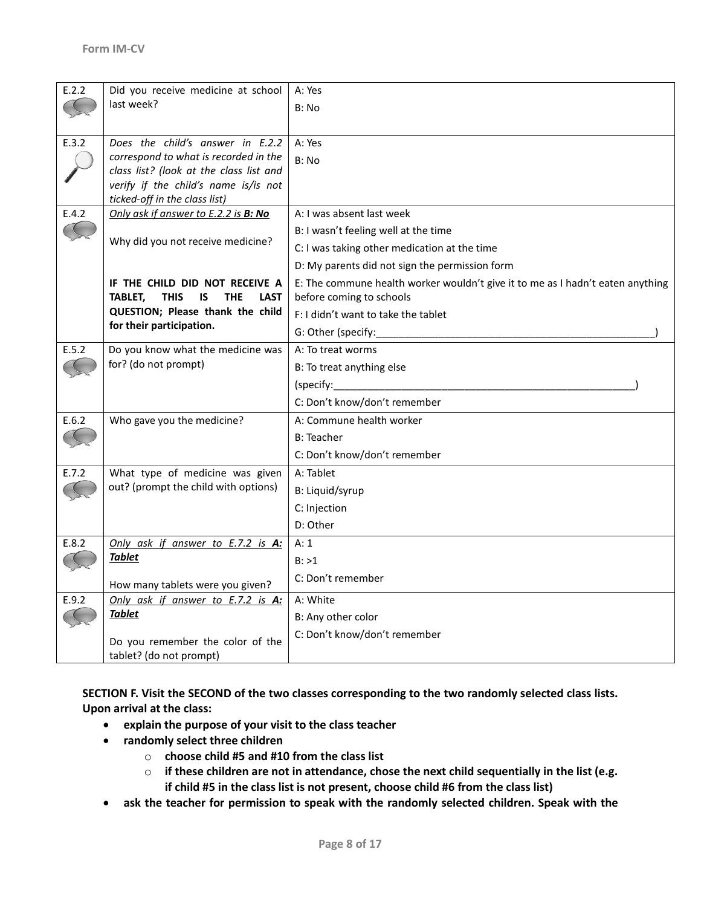| | | |
|---|---|---|
| E.2.2 | Did you receive medicine at school last week? | A: Yes<br>B: No |
| E.3.2 | *Does the child's answer in E.2.2 correspond to what is recorded in the class list? (look at the class list and verify if the child's name is/is not ticked-off in the class list)* | A: Yes<br>B: No |
| E.4.2 | *<u>Only ask if answer to E.2.2 is **B: No**</u>*<br><br>Why did you not receive medicine?<br><br>**IF THE CHILD DID NOT RECEIVE A TABLET, THIS IS THE LAST QUESTION; Please thank the child for their participation.** | A: I was absent last week<br>B: I wasn't feeling well at the time<br>C: I was taking other medication at the time<br>D: My parents did not sign the permission form<br>E: The commune health worker wouldn't give it to me as I hadn't eaten anything before coming to schools<br>F: I didn't want to take the tablet<br>G: Other (specify:_______________________________________________) |
| E.5.2 | Do you know what the medicine was for? (do not prompt) | A: To treat worms<br>B: To treat anything else<br>(specify:_____________________________________________________)<br>C: Don't know/don't remember |
| E.6.2 | Who gave you the medicine? | A: Commune health worker<br>B: Teacher<br>C: Don't know/don't remember |
| E.7.2 | What type of medicine was given out? (prompt the child with options) | A: Tablet<br>B: Liquid/syrup<br>C: Injection<br>D: Other |
| E.8.2 | *<u>Only ask if answer to E.7.2 is **A: Tablet**</u>*<br><br>How many tablets were you given? | A: 1<br>B: >1<br>C: Don't remember |
| E.9.2 | *<u>Only ask if answer to E.7.2 is **A: Tablet**</u>*<br><br>Do you remember the color of the tablet? (do not prompt) | A: White<br>B: Any other color<br>C: Don't know/don't remember |

**SECTION F. Visit the SECOND of the two classes corresponding to the two randomly selected class lists. Upon arrival at the class:**

- **explain the purpose of your visit to the class teacher**
- **randomly select three children**
  - **choose child #5 and #10 from the class list**
  - **if these children are not in attendance, chose the next child sequentially in the list (e.g. if child #5 in the class list is not present, choose child #6 from the class list)**
- **ask the teacher for permission to speak with the randomly selected children. Speak with the**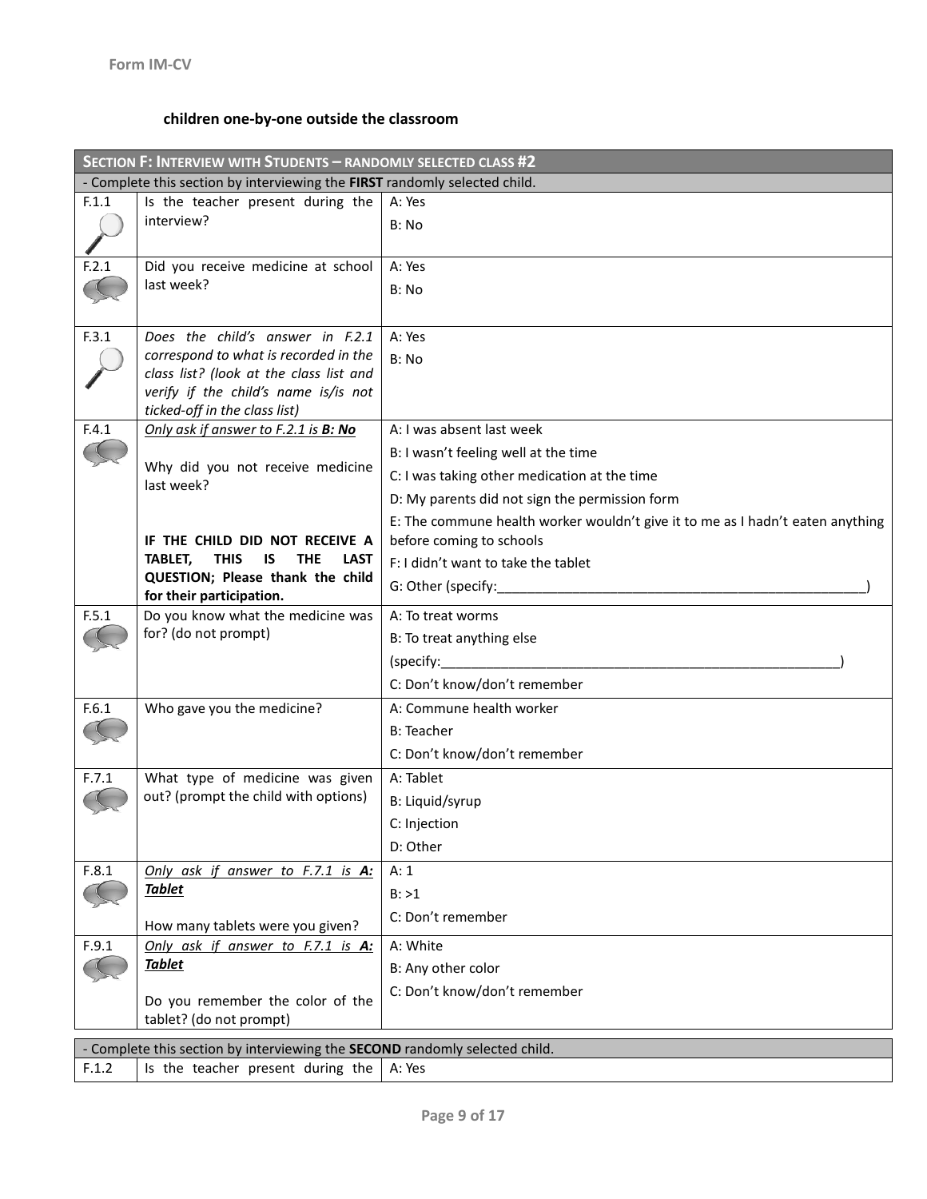**children one-by-one outside the classroom**

| **SECTION F: INTERVIEW WITH STUDENTS – RANDOMLY SELECTED CLASS #2** | | |
|---|---|---|
| - Complete this section by interviewing the **FIRST** randomly selected child. | | |
| F.1.1 | Is the teacher present during the interview? | A: Yes<br>B: No |
| F.2.1 | Did you receive medicine at school last week? | A: Yes<br>B: No |
| F.3.1 | *Does the child's answer in F.2.1 correspond to what is recorded in the class list? (look at the class list and verify if the child's name is/is not ticked-off in the class list)* | A: Yes<br>B: No |
| F.4.1 | *Only ask if answer to F.2.1 is **B: No***<br><br>Why did you not receive medicine last week?<br><br>**IF THE CHILD DID NOT RECEIVE A TABLET, THIS IS THE LAST QUESTION; Please thank the child for their participation.** | A: I was absent last week<br>B: I wasn't feeling well at the time<br>C: I was taking other medication at the time<br>D: My parents did not sign the permission form<br>E: The commune health worker wouldn't give it to me as I hadn't eaten anything before coming to schools<br>F: I didn't want to take the tablet<br>G: Other (specify:__________________________________________________) |
| F.5.1 | Do you know what the medicine was for? (do not prompt) | A: To treat worms<br>B: To treat anything else<br>(specify:______________________________________________________)<br>C: Don't know/don't remember |
| F.6.1 | Who gave you the medicine? | A: Commune health worker<br>B: Teacher<br>C: Don't know/don't remember |
| F.7.1 | What type of medicine was given out? (prompt the child with options) | A: Tablet<br>B: Liquid/syrup<br>C: Injection<br>D: Other |
| F.8.1 | *Only ask if answer to F.7.1 is **A: Tablet***<br><br>How many tablets were you given? | A: 1<br>B: >1<br>C: Don't remember |
| F.9.1 | *Only ask if answer to F.7.1 is **A: Tablet***<br><br>Do you remember the color of the tablet? (do not prompt) | A: White<br>B: Any other color<br>C: Don't know/don't remember |

| - Complete this section by interviewing the **SECOND** randomly selected child. | | |
|---|---|---|
| F.1.2 | Is the teacher present during the | A: Yes |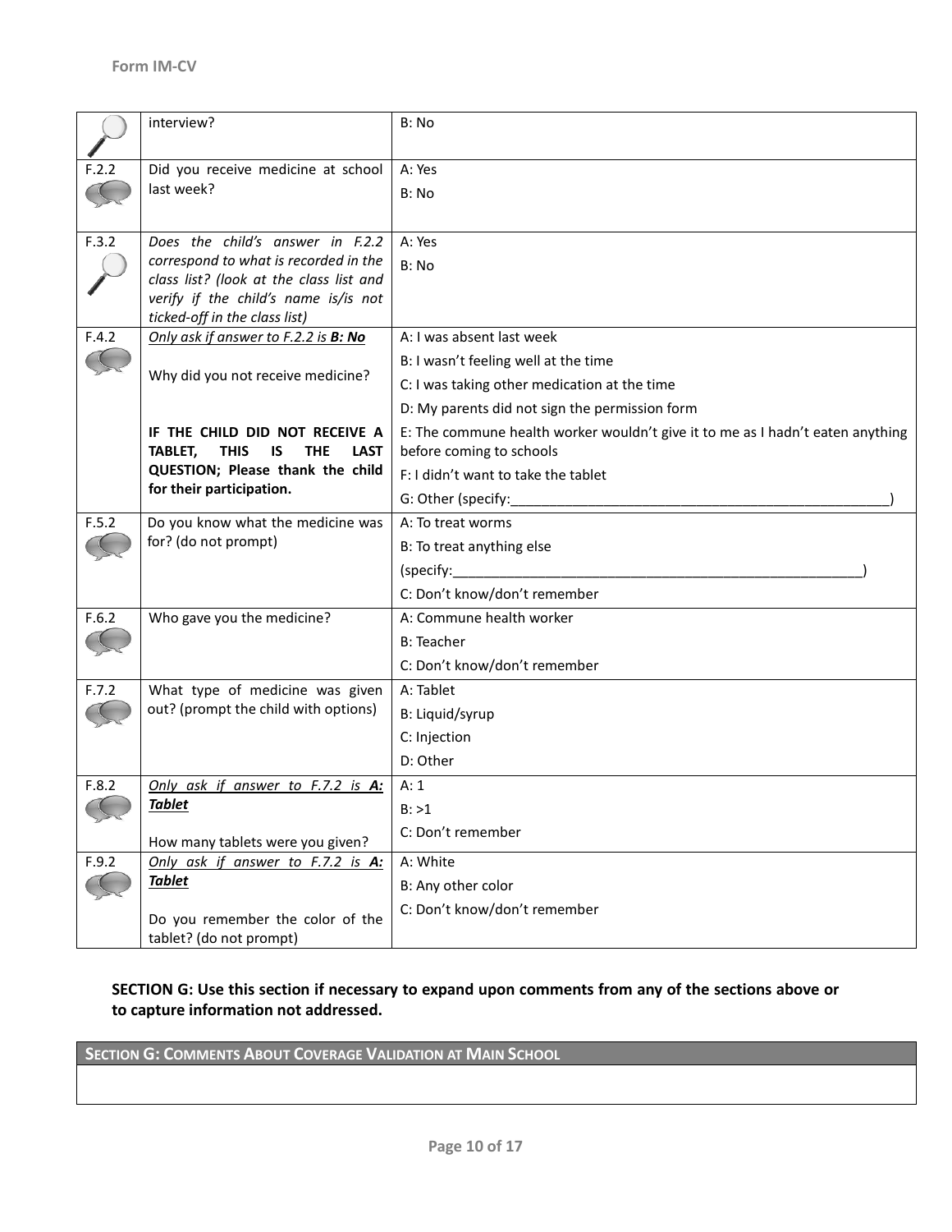| | | |
|---|---|---|
| | interview? | B: No |
| F.2.2 | Did you receive medicine at school last week? | A: Yes<br>B: No |
| F.3.2 | *Does the child's answer in F.2.2 correspond to what is recorded in the class list? (look at the class list and verify if the child's name is/is not ticked-off in the class list)* | A: Yes<br>B: No |
| F.4.2 | *<u>Only ask if answer to F.2.2 is **B: No**</u>*<br><br>Why did you not receive medicine?<br><br>**IF THE CHILD DID NOT RECEIVE A TABLET, THIS IS THE LAST QUESTION; Please thank the child for their participation.** | A: I was absent last week<br>B: I wasn't feeling well at the time<br>C: I was taking other medication at the time<br>D: My parents did not sign the permission form<br>E: The commune health worker wouldn't give it to me as I hadn't eaten anything before coming to schools<br>F: I didn't want to take the tablet<br>G: Other (specify:______________________________________________) |
| F.5.2 | Do you know what the medicine was for? (do not prompt) | A: To treat worms<br>B: To treat anything else<br>(specify:______________________________________________)<br>C: Don't know/don't remember |
| F.6.2 | Who gave you the medicine? | A: Commune health worker<br>B: Teacher<br>C: Don't know/don't remember |
| F.7.2 | What type of medicine was given out? (prompt the child with options) | A: Tablet<br>B: Liquid/syrup<br>C: Injection<br>D: Other |
| F.8.2 | *<u>Only ask if answer to F.7.2 is **A: Tablet**</u>*<br><br>How many tablets were you given? | A: 1<br>B: >1<br>C: Don't remember |
| F.9.2 | *<u>Only ask if answer to F.7.2 is **A: Tablet**</u>*<br><br>Do you remember the color of the tablet? (do not prompt) | A: White<br>B: Any other color<br>C: Don't know/don't remember |

**SECTION G: Use this section if necessary to expand upon comments from any of the sections above or to capture information not addressed.**

| SECTION G: COMMENTS ABOUT COVERAGE VALIDATION AT MAIN SCHOOL |
|---|
| |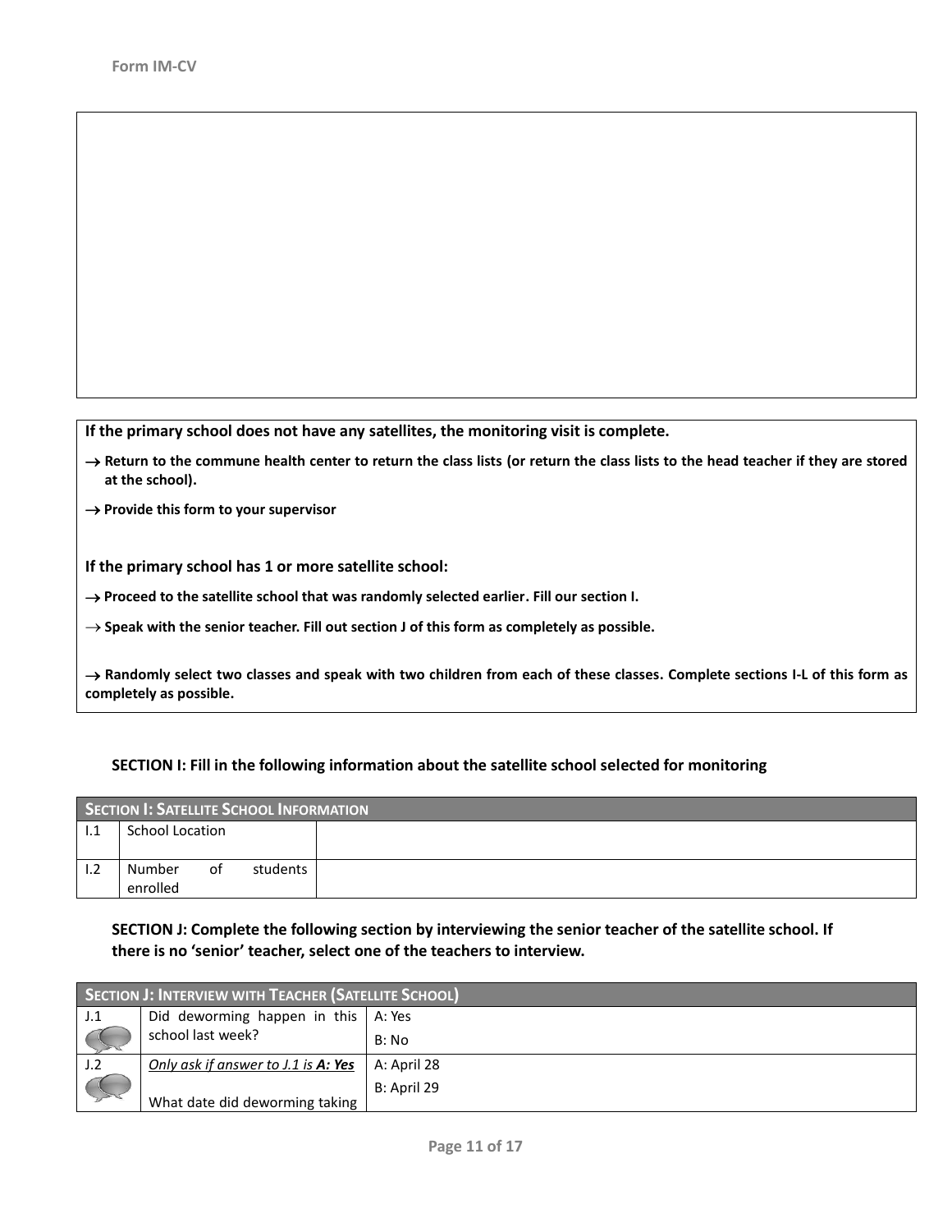If the primary school does not have any satellites, the monitoring visit is complete.

→ **Return to the commune health center to return the class lists (or return the class lists to the head teacher if they are stored at the school).**

→ **Provide this form to your supervisor**

**If the primary school has 1 or more satellite school:**

→ **Proceed to the satellite school that was randomly selected earlier. Fill our section I.**

→ **Speak with the senior teacher. Fill out section J of this form as completely as possible.**

→ **Randomly select two classes and speak with two children from each of these classes. Complete sections I-L of this form as completely as possible.**

### SECTION I: Fill in the following information about the satellite school selected for monitoring

| SECTION I: SATELLITE SCHOOL INFORMATION | | |
|---|---|---|
| I.1 | School Location | |
| I.2 | Number of students enrolled | |

### SECTION J: Complete the following section by interviewing the senior teacher of the satellite school. If there is no 'senior' teacher, select one of the teachers to interview.

| SECTION J: INTERVIEW WITH TEACHER (SATELLITE SCHOOL) | | |
|---|---|---|
| J.1 | Did deworming happen in this school last week? | A: Yes<br>B: No |
| J.2 | *Only ask if answer to J.1 is **A: Yes***<br><br>What date did deworming taking | A: April 28<br>B: April 29 |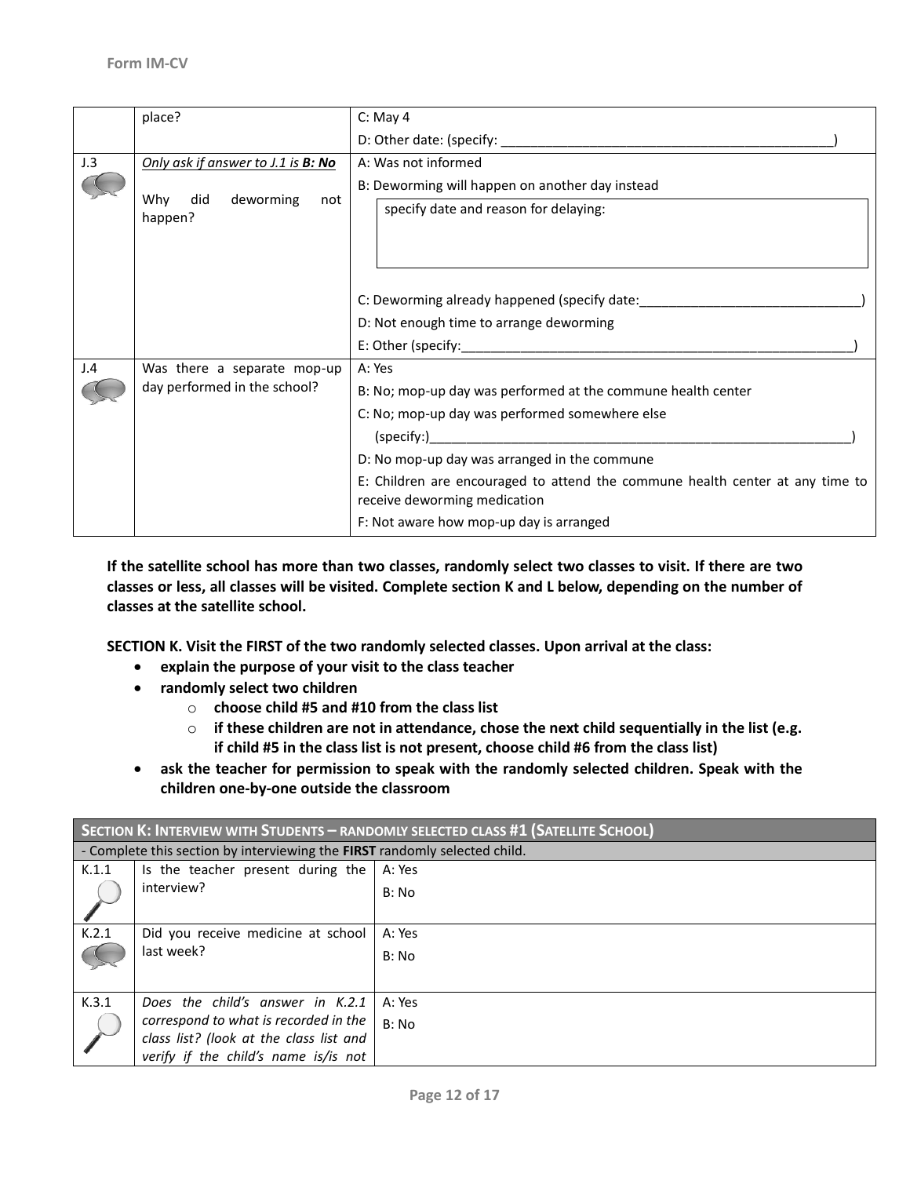| | | |
|---|---|---|
| | place? | C: May 4<br>D: Other date: (specify: \_\_\_\_\_\_\_\_\_\_\_\_\_\_\_\_\_\_\_\_\_\_\_\_\_\_\_\_\_\_\_\_\_\_\_\_\_\_\_\_\_\_\_\_\_\_) |
| J.3 | *Only ask if answer to J.1 is **B: No***<br><br>Why did deworming not happen? | A: Was not informed<br>B: Deworming will happen on another day instead<br>specify date and reason for delaying:<br><br>C: Deworming already happened (specify date:\_\_\_\_\_\_\_\_\_\_\_\_\_\_\_\_\_\_\_\_\_\_\_\_\_\_\_\_\_\_)<br>D: Not enough time to arrange deworming<br>E: Other (specify:\_\_\_\_\_\_\_\_\_\_\_\_\_\_\_\_\_\_\_\_\_\_\_\_\_\_\_\_\_\_\_\_\_\_\_\_\_\_\_\_\_\_\_\_\_\_\_\_\_\_\_\_\_\_\_\_) |
| J.4 | Was there a separate mop-up day performed in the school? | A: Yes<br>B: No; mop-up day was performed at the commune health center<br>C: No; mop-up day was performed somewhere else<br>(specify:)\_\_\_\_\_\_\_\_\_\_\_\_\_\_\_\_\_\_\_\_\_\_\_\_\_\_\_\_\_\_\_\_\_\_\_\_\_\_\_\_\_\_\_\_\_\_\_\_\_\_\_\_\_\_\_\_\_\_\_)<br>D: No mop-up day was arranged in the commune<br>E: Children are encouraged to attend the commune health center at any time to receive deworming medication<br>F: Not aware how mop-up day is arranged |

**If the satellite school has more than two classes, randomly select two classes to visit. If there are two classes or less, all classes will be visited. Complete section K and L below, depending on the number of classes at the satellite school.**

**SECTION K. Visit the FIRST of the two randomly selected classes. Upon arrival at the class:**

- **explain the purpose of your visit to the class teacher**
- **randomly select two children**
  - **choose child #5 and #10 from the class list**
  - **if these children are not in attendance, chose the next child sequentially in the list (e.g. if child #5 in the class list is not present, choose child #6 from the class list)**
- **ask the teacher for permission to speak with the randomly selected children. Speak with the children one-by-one outside the classroom**

| **SECTION K: INTERVIEW WITH STUDENTS – RANDOMLY SELECTED CLASS #1 (SATELLITE SCHOOL)** | | |
|---|---|---|
| - Complete this section by interviewing the **FIRST** randomly selected child. | | |
| K.1.1 | Is the teacher present during the interview? | A: Yes<br>B: No |
| K.2.1 | Did you receive medicine at school last week? | A: Yes<br>B: No |
| K.3.1 | *Does the child's answer in K.2.1 correspond to what is recorded in the class list? (look at the class list and verify if the child's name is/is not* | A: Yes<br>B: No |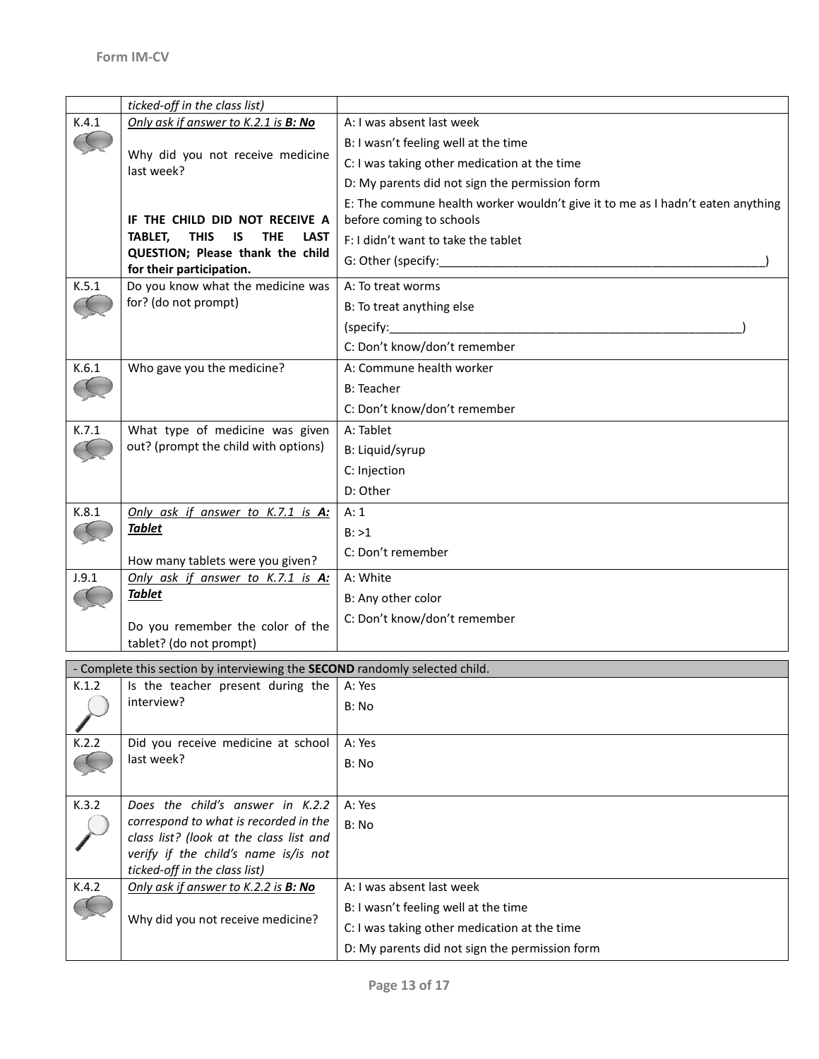| | | |
|---|---|---|
| | *ticked-off in the class list)* | |
| K.4.1 | *Only ask if answer to K.2.1 is **B: No***<br><br>Why did you not receive medicine last week?<br><br>**IF THE CHILD DID NOT RECEIVE A TABLET, THIS IS THE LAST QUESTION; Please thank the child for their participation.** | A: I was absent last week<br>B: I wasn't feeling well at the time<br>C: I was taking other medication at the time<br>D: My parents did not sign the permission form<br>E: The commune health worker wouldn't give it to me as I hadn't eaten anything before coming to schools<br>F: I didn't want to take the tablet<br>G: Other (specify:__________________________________________________) |
| K.5.1 | Do you know what the medicine was for? (do not prompt) | A: To treat worms<br>B: To treat anything else<br>(specify:______________________________________________________)<br>C: Don't know/don't remember |
| K.6.1 | Who gave you the medicine? | A: Commune health worker<br>B: Teacher<br>C: Don't know/don't remember |
| K.7.1 | What type of medicine was given out? (prompt the child with options) | A: Tablet<br>B: Liquid/syrup<br>C: Injection<br>D: Other |
| K.8.1 | *Only ask if answer to K.7.1 is **A: Tablet***<br><br>How many tablets were you given? | A: 1<br>B: >1<br>C: Don't remember |
| J.9.1 | *Only ask if answer to K.7.1 is **A: Tablet***<br><br>Do you remember the color of the tablet? (do not prompt) | A: White<br>B: Any other color<br>C: Don't know/don't remember |

| - Complete this section by interviewing the **SECOND** randomly selected child. | | |
|---|---|---|
| K.1.2 | Is the teacher present during the interview? | A: Yes<br>B: No |
| K.2.2 | Did you receive medicine at school last week? | A: Yes<br>B: No |
| K.3.2 | *Does the child's answer in K.2.2 correspond to what is recorded in the class list? (look at the class list and verify if the child's name is/is not ticked-off in the class list)* | A: Yes<br>B: No |
| K.4.2 | *Only ask if answer to K.2.2 is **B: No***<br><br>Why did you not receive medicine? | A: I was absent last week<br>B: I wasn't feeling well at the time<br>C: I was taking other medication at the time<br>D: My parents did not sign the permission form |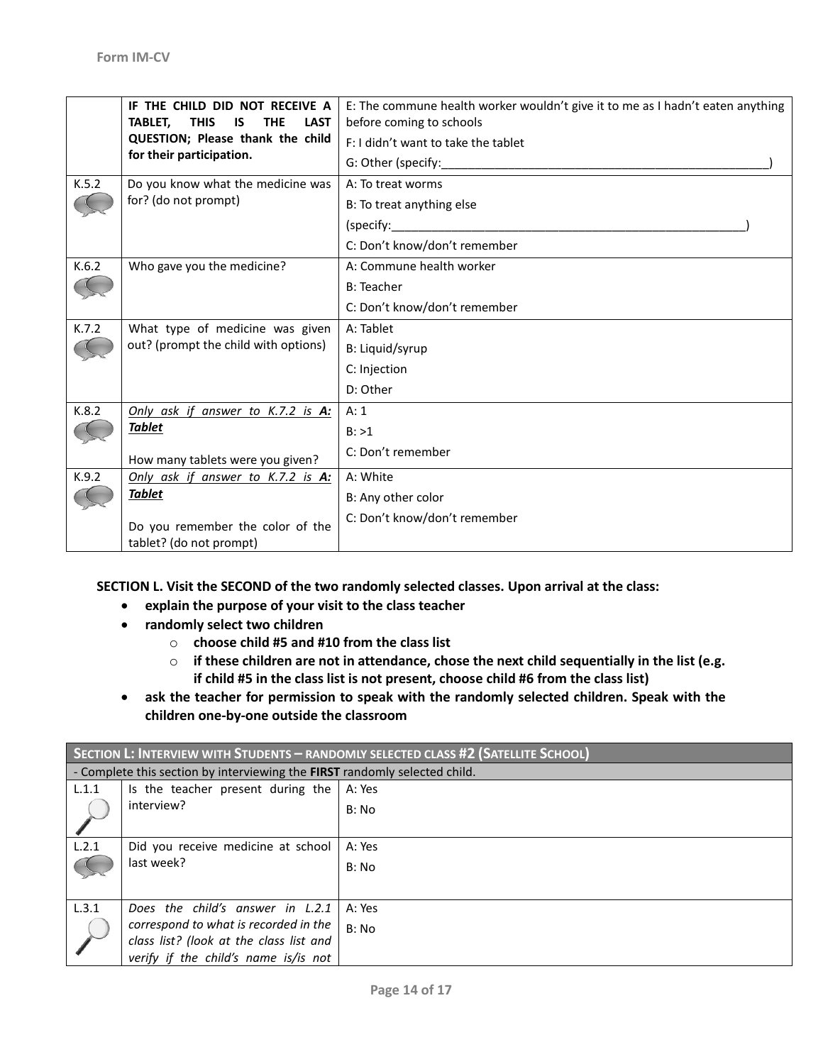Form IM-CV

| | | |
|---|---|---|
| | **IF THE CHILD DID NOT RECEIVE A TABLET, THIS IS THE LAST QUESTION; Please thank the child for their participation.** | E: The commune health worker wouldn't give it to me as I hadn't eaten anything before coming to schools<br>F: I didn't want to take the tablet<br>G: Other (specify:_______________________________________________) |
| K.5.2 | Do you know what the medicine was for? (do not prompt) | A: To treat worms<br>B: To treat anything else<br>(specify:_____________________________________________________)<br>C: Don't know/don't remember |
| K.6.2 | Who gave you the medicine? | A: Commune health worker<br>B: Teacher<br>C: Don't know/don't remember |
| K.7.2 | What type of medicine was given out? (prompt the child with options) | A: Tablet<br>B: Liquid/syrup<br>C: Injection<br>D: Other |
| K.8.2 | *Only ask if answer to K.7.2 is **A: Tablet***<br><br>How many tablets were you given? | A: 1<br>B: >1<br>C: Don't remember |
| K.9.2 | *Only ask if answer to K.7.2 is **A: Tablet***<br><br>Do you remember the color of the tablet? (do not prompt) | A: White<br>B: Any other color<br>C: Don't know/don't remember |

**SECTION L. Visit the SECOND of the two randomly selected classes. Upon arrival at the class:**

- **explain the purpose of your visit to the class teacher**
- **randomly select two children**
  - **choose child #5 and #10 from the class list**
  - **if these children are not in attendance, chose the next child sequentially in the list (e.g. if child #5 in the class list is not present, choose child #6 from the class list)**
- **ask the teacher for permission to speak with the randomly selected children. Speak with the children one-by-one outside the classroom**

| **SECTION L: INTERVIEW WITH STUDENTS – RANDOMLY SELECTED CLASS #2 (SATELLITE SCHOOL)** | | |
|---|---|---|
| - Complete this section by interviewing the **FIRST** randomly selected child. | | |
| L.1.1 | Is the teacher present during the interview? | A: Yes<br>B: No |
| L.2.1 | Did you receive medicine at school last week? | A: Yes<br>B: No |
| L.3.1 | *Does the child's answer in L.2.1 correspond to what is recorded in the class list? (look at the class list and verify if the child's name is/is not* | A: Yes<br>B: No |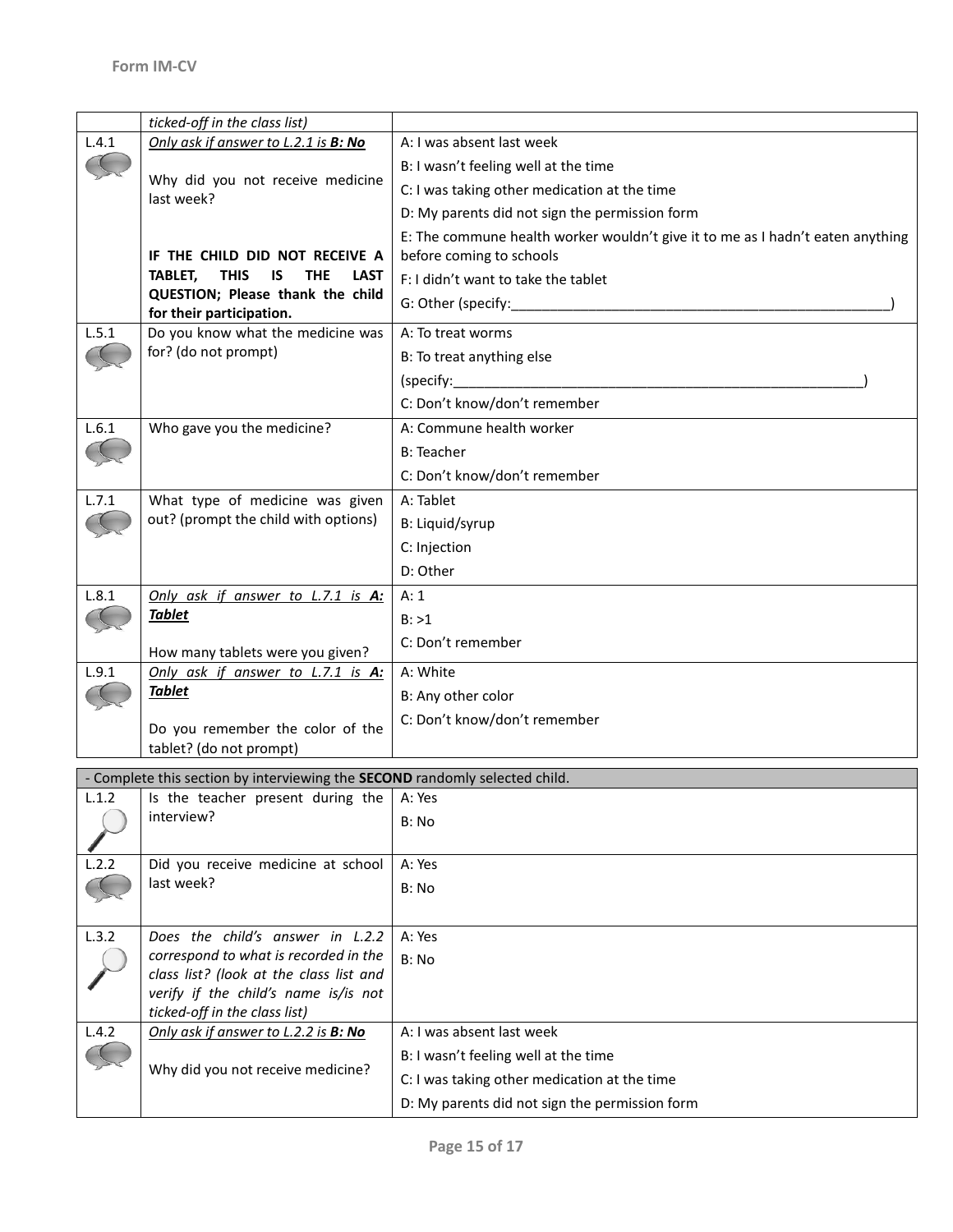| | ticked-off in the class list) | |
|---|---|---|
| L.4.1 | *Only ask if answer to L.2.1 is **B: No***<br><br>Why did you not receive medicine last week?<br><br>**IF THE CHILD DID NOT RECEIVE A TABLET, THIS IS THE LAST QUESTION; Please thank the child for their participation.** | A: I was absent last week<br>B: I wasn't feeling well at the time<br>C: I was taking other medication at the time<br>D: My parents did not sign the permission form<br>E: The commune health worker wouldn't give it to me as I hadn't eaten anything before coming to schools<br>F: I didn't want to take the tablet<br>G: Other (specify:___________________________________________________) |
| L.5.1 | Do you know what the medicine was for? (do not prompt) | A: To treat worms<br>B: To treat anything else<br>(specify:_______________________________________________________)<br>C: Don't know/don't remember |
| L.6.1 | Who gave you the medicine? | A: Commune health worker<br>B: Teacher<br>C: Don't know/don't remember |
| L.7.1 | What type of medicine was given out? (prompt the child with options) | A: Tablet<br>B: Liquid/syrup<br>C: Injection<br>D: Other |
| L.8.1 | *Only ask if answer to L.7.1 is **A: Tablet***<br><br>How many tablets were you given? | A: 1<br>B: >1<br>C: Don't remember |
| L.9.1 | *Only ask if answer to L.7.1 is **A: Tablet***<br><br>Do you remember the color of the tablet? (do not prompt) | A: White<br>B: Any other color<br>C: Don't know/don't remember |

| - Complete this section by interviewing the **SECOND** randomly selected child. | | |
|---|---|---|
| L.1.2 | Is the teacher present during the interview? | A: Yes<br>B: No |
| L.2.2 | Did you receive medicine at school last week? | A: Yes<br>B: No |
| L.3.2 | *Does the child's answer in L.2.2 correspond to what is recorded in the class list? (look at the class list and verify if the child's name is/is not ticked-off in the class list)* | A: Yes<br>B: No |
| L.4.2 | *Only ask if answer to L.2.2 is **B: No***<br><br>Why did you not receive medicine? | A: I was absent last week<br>B: I wasn't feeling well at the time<br>C: I was taking other medication at the time<br>D: My parents did not sign the permission form |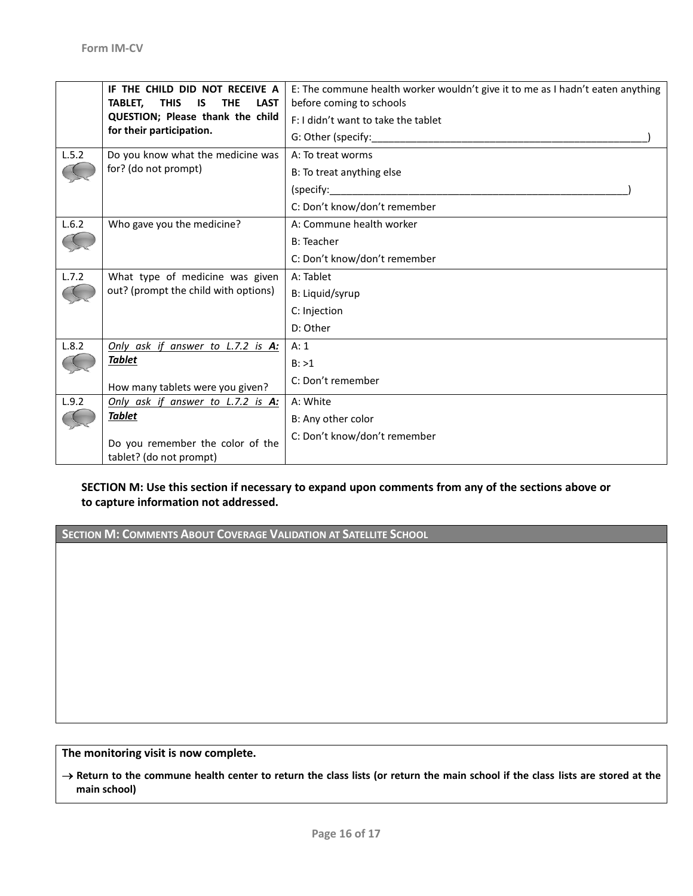| | | |
|---|---|---|
| | **IF THE CHILD DID NOT RECEIVE A TABLET, THIS IS THE LAST QUESTION; Please thank the child for their participation.** | E: The commune health worker wouldn't give it to me as I hadn't eaten anything before coming to schools<br>F: I didn't want to take the tablet<br>G: Other (specify:__________________________________________________) |
| L.5.2 | Do you know what the medicine was for? (do not prompt) | A: To treat worms<br>B: To treat anything else<br>(specify:______________________________________________________)<br>C: Don't know/don't remember |
| L.6.2 | Who gave you the medicine? | A: Commune health worker<br>B: Teacher<br>C: Don't know/don't remember |
| L.7.2 | What type of medicine was given out? (prompt the child with options) | A: Tablet<br>B: Liquid/syrup<br>C: Injection<br>D: Other |
| L.8.2 | *Only ask if answer to L.7.2 is **A: Tablet***<br><br>How many tablets were you given? | A: 1<br>B: >1<br>C: Don't remember |
| L.9.2 | *Only ask if answer to L.7.2 is **A: Tablet***<br><br>Do you remember the color of the tablet? (do not prompt) | A: White<br>B: Any other color<br>C: Don't know/don't remember |

**SECTION M: Use this section if necessary to expand upon comments from any of the sections above or to capture information not addressed.**

| SECTION M: COMMENTS ABOUT COVERAGE VALIDATION AT SATELLITE SCHOOL |
|---|
| |

**The monitoring visit is now complete.**

→ **Return to the commune health center to return the class lists (or return the main school if the class lists are stored at the main school)**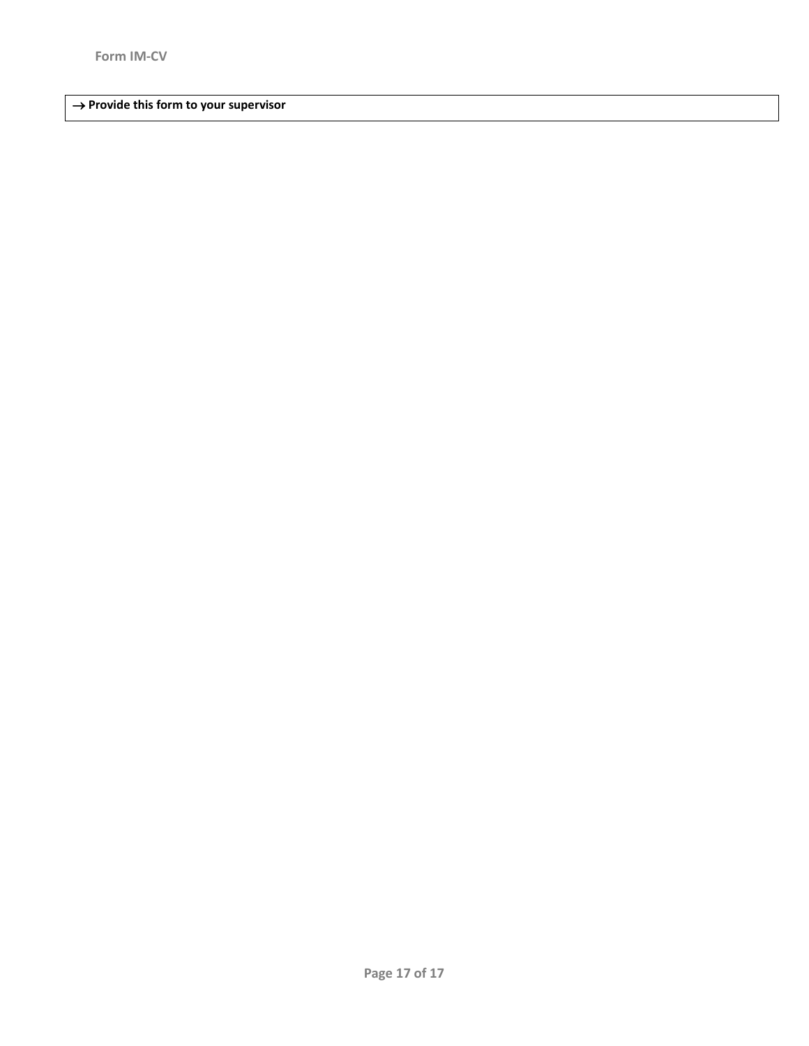Form IM-CV

→ **Provide this form to your supervisor**